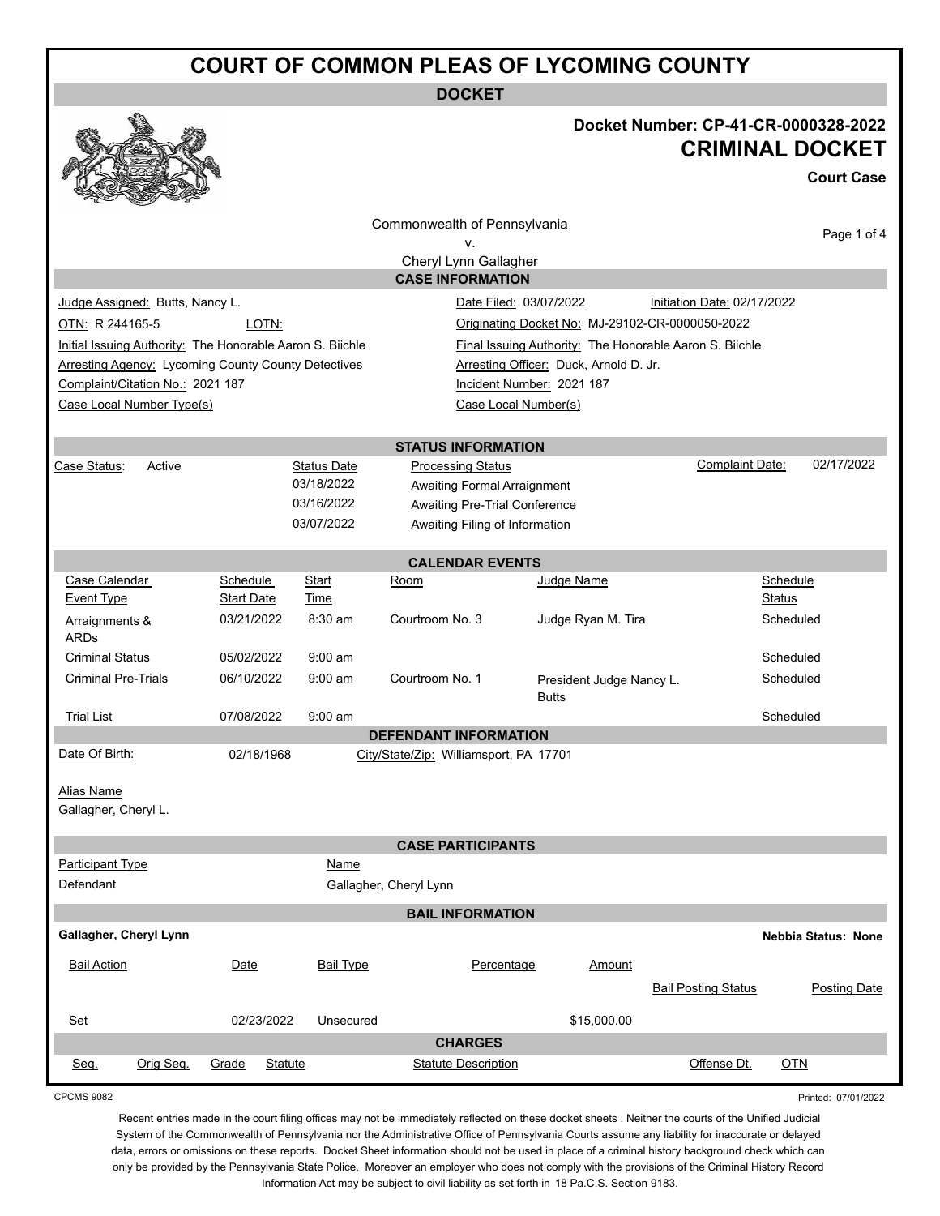# COURT OF COMMON PLEAS OF LYCOMING COUNTY

## DOCKET

**Docket Number: CP-41-CR-0000328-2022**

## CRIMINAL DOCKET

**Court Case**

Commonwealth of Pennsylvania
v.
Cheryl Lynn Gallagher

### CASE INFORMATION

| | |
|---|---|
| Judge Assigned: Butts, Nancy L. | Date Filed: 03/07/2022 &nbsp;&nbsp; Initiation Date: 02/17/2022 |
| OTN: R 244165-5 &nbsp;&nbsp; LOTN: | Originating Docket No: MJ-29102-CR-0000050-2022 |
| Initial Issuing Authority: The Honorable Aaron S. Biichle | Final Issuing Authority: The Honorable Aaron S. Biichle |
| Arresting Agency: Lycoming County County Detectives | Arresting Officer: Duck, Arnold D. Jr. |
| Complaint/Citation No.: 2021 187 | Incident Number: 2021 187 |
| Case Local Number Type(s) | Case Local Number(s) |

### STATUS INFORMATION

Case Status: Active

Complaint Date: 02/17/2022

| Status Date | Processing Status |
|---|---|
| 03/18/2022 | Awaiting Formal Arraignment |
| 03/16/2022 | Awaiting Pre-Trial Conference |
| 03/07/2022 | Awaiting Filing of Information |

### CALENDAR EVENTS

| Case Calendar Event Type | Schedule Start Date | Start Time | Room | Judge Name | Schedule Status |
|---|---|---|---|---|---|
| Arraignments & ARDs | 03/21/2022 | 8:30 am | Courtroom No. 3 | Judge Ryan M. Tira | Scheduled |
| Criminal Status | 05/02/2022 | 9:00 am | | | Scheduled |
| Criminal Pre-Trials | 06/10/2022 | 9:00 am | Courtroom No. 1 | President Judge Nancy L. Butts | Scheduled |
| Trial List | 07/08/2022 | 9:00 am | | | Scheduled |

### DEFENDANT INFORMATION

Date Of Birth: 02/18/1968 &nbsp;&nbsp; City/State/Zip: Williamsport, PA 17701

Alias Name
Gallagher, Cheryl L.

### CASE PARTICIPANTS

| Participant Type | Name |
|---|---|
| Defendant | Gallagher, Cheryl Lynn |

### BAIL INFORMATION

**Gallagher, Cheryl Lynn** &nbsp;&nbsp; **Nebbia Status: None**

| Bail Action | Date | Bail Type | Percentage | Amount | Bail Posting Status | Posting Date |
|---|---|---|---|---|---|---|
| Set | 02/23/2022 | Unsecured | | $15,000.00 | | |

### CHARGES

| Seq. | Orig Seq. | Grade | Statute | Statute Description | Offense Dt. | OTN |
|---|---|---|---|---|---|---|

CPCMS 9082

Printed: 07/01/2022

Recent entries made in the court filing offices may not be immediately reflected on these docket sheets . Neither the courts of the Unified Judicial System of the Commonwealth of Pennsylvania nor the Administrative Office of Pennsylvania Courts assume any liability for inaccurate or delayed data, errors or omissions on these reports. Docket Sheet information should not be used in place of a criminal history background check which can only be provided by the Pennsylvania State Police. Moreover an employer who does not comply with the provisions of the Criminal History Record Information Act may be subject to civil liability as set forth in 18 Pa.C.S. Section 9183.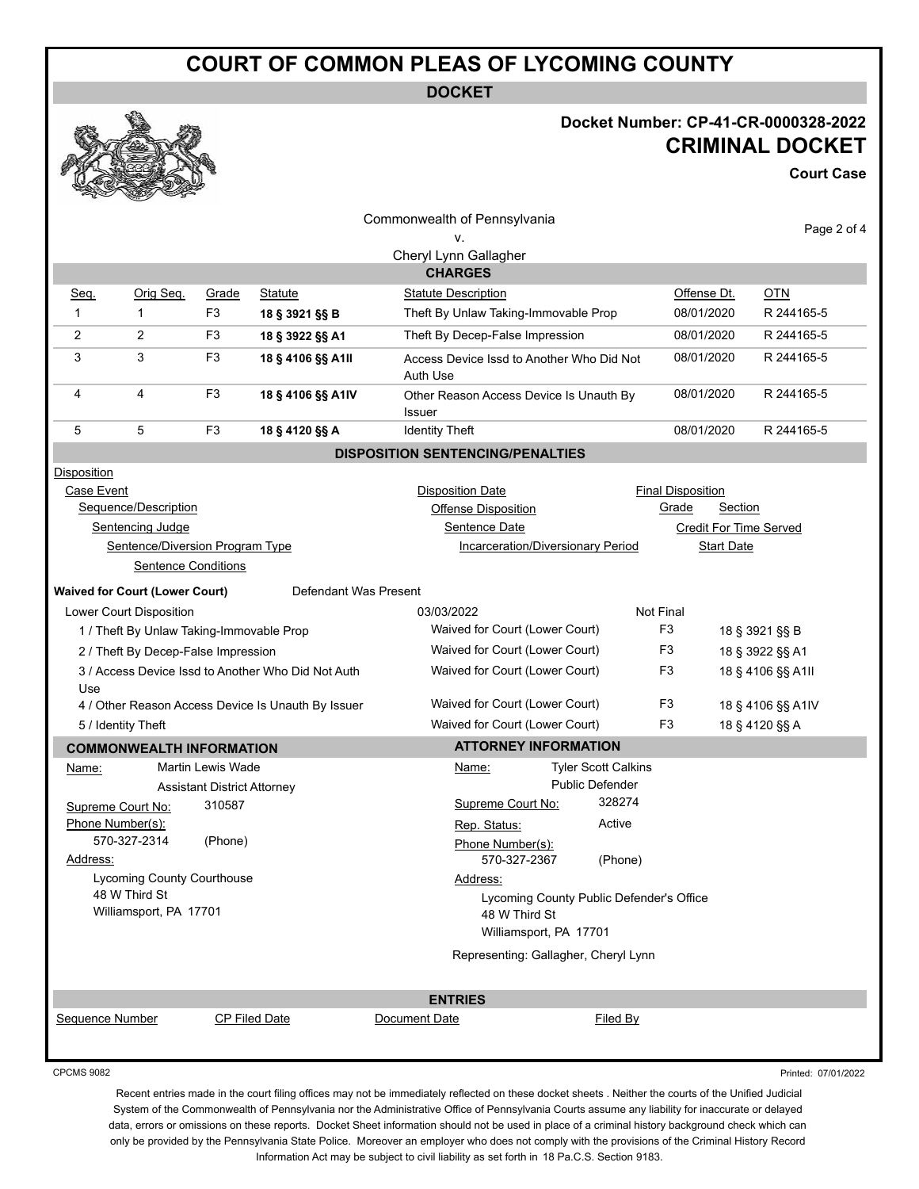# COURT OF COMMON PLEAS OF LYCOMING COUNTY

## DOCKET

**Docket Number: CP-41-CR-0000328-2022**

**CRIMINAL DOCKET**

**Court Case**

Commonwealth of Pennsylvania
v.
Cheryl Lynn Gallagher

### CHARGES

| Seq. | Orig Seq. | Grade | Statute | Statute Description | Offense Dt. | OTN |
|---|---|---|---|---|---|---|
| 1 | 1 | F3 | **18 § 3921 §§ B** | Theft By Unlaw Taking-Immovable Prop | 08/01/2020 | R 244165-5 |
| 2 | 2 | F3 | **18 § 3922 §§ A1** | Theft By Decep-False Impression | 08/01/2020 | R 244165-5 |
| 3 | 3 | F3 | **18 § 4106 §§ A1II** | Access Device Issd to Another Who Did Not Auth Use | 08/01/2020 | R 244165-5 |
| 4 | 4 | F3 | **18 § 4106 §§ A1IV** | Other Reason Access Device Is Unauth By Issuer | 08/01/2020 | R 244165-5 |
| 5 | 5 | F3 | **18 § 4120 §§ A** | Identity Theft | 08/01/2020 | R 244165-5 |

### DISPOSITION SENTENCING/PENALTIES

Disposition
- Case Event — Disposition Date — Final Disposition
  - Sequence/Description — Offense Disposition — Grade — Section
    - Sentencing Judge — Sentence Date — Credit For Time Served
      - Sentence/Diversion Program Type — Incarceration/Diversionary Period — Start Date
        - Sentence Conditions

**Waived for Court (Lower Court)** Defendant Was Present

| Lower Court Disposition | 03/03/2022 | Not Final | |
|---|---|---|---|
| 1 / Theft By Unlaw Taking-Immovable Prop | Waived for Court (Lower Court) | F3 | 18 § 3921 §§ B |
| 2 / Theft By Decep-False Impression | Waived for Court (Lower Court) | F3 | 18 § 3922 §§ A1 |
| 3 / Access Device Issd to Another Who Did Not Auth Use | Waived for Court (Lower Court) | F3 | 18 § 4106 §§ A1II |
| 4 / Other Reason Access Device Is Unauth By Issuer | Waived for Court (Lower Court) | F3 | 18 § 4106 §§ A1IV |
| 5 / Identity Theft | Waived for Court (Lower Court) | F3 | 18 § 4120 §§ A |

### COMMONWEALTH INFORMATION

Name: Martin Lewis Wade
Assistant District Attorney
Supreme Court No: 310587
Phone Number(s):
570-327-2314 (Phone)
Address:
Lycoming County Courthouse
48 W Third St
Williamsport, PA 17701

### ATTORNEY INFORMATION

Name: Tyler Scott Calkins
Public Defender
Supreme Court No: 328274
Rep. Status: Active
Phone Number(s):
570-327-2367 (Phone)
Address:
Lycoming County Public Defender's Office
48 W Third St
Williamsport, PA 17701

Representing: Gallagher, Cheryl Lynn

### ENTRIES

| Sequence Number | CP Filed Date | Document Date | Filed By |
|---|---|---|---|

CPCMS 9082

Printed: 07/01/2022

Recent entries made in the court filing offices may not be immediately reflected on these docket sheets . Neither the courts of the Unified Judicial System of the Commonwealth of Pennsylvania nor the Administrative Office of Pennsylvania Courts assume any liability for inaccurate or delayed data, errors or omissions on these reports. Docket Sheet information should not be used in place of a criminal history background check which can only be provided by the Pennsylvania State Police. Moreover an employer who does not comply with the provisions of the Criminal History Record Information Act may be subject to civil liability as set forth in 18 Pa.C.S. Section 9183.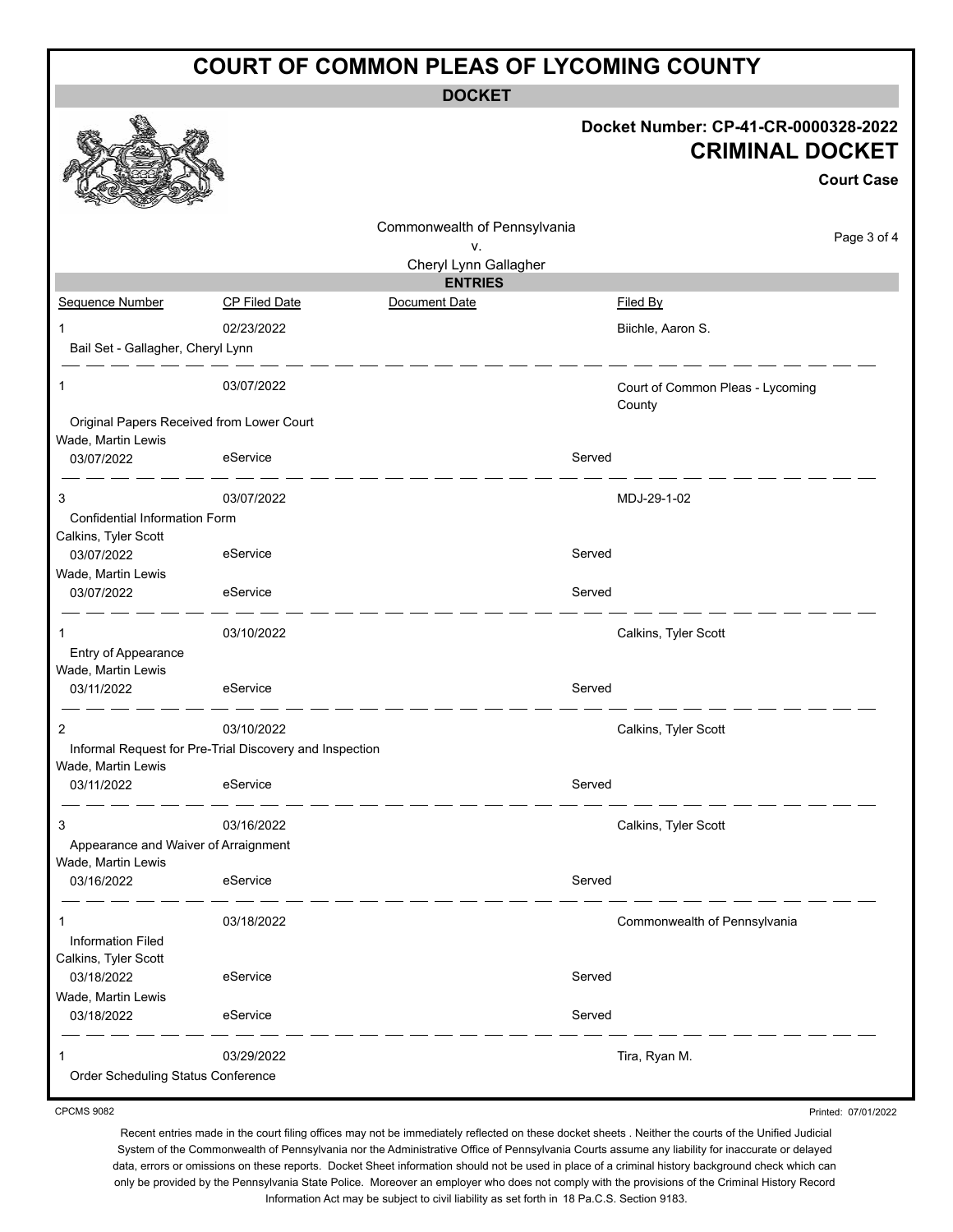# COURT OF COMMON PLEAS OF LYCOMING COUNTY

## DOCKET

**Docket Number: CP-41-CR-0000328-2022**

**CRIMINAL DOCKET**

**Court Case**

Commonwealth of Pennsylvania
v.
Cheryl Lynn Gallagher

### ENTRIES

| Sequence Number | CP Filed Date | Document Date | | Filed By |
|---|---|---|---|---|
| 1 | 02/23/2022 | | | Biichle, Aaron S. |
| Bail Set - Gallagher, Cheryl Lynn | | | | |
| 1 | 03/07/2022 | | | Court of Common Pleas - Lycoming County |
| Original Papers Received from Lower Court | | | | |
| Wade, Martin Lewis | | | | |
| 03/07/2022 | eService | | Served | |
| 3 | 03/07/2022 | | | MDJ-29-1-02 |
| Confidential Information Form | | | | |
| Calkins, Tyler Scott | | | | |
| 03/07/2022 | eService | | Served | |
| Wade, Martin Lewis | | | | |
| 03/07/2022 | eService | | Served | |
| 1 | 03/10/2022 | | | Calkins, Tyler Scott |
| Entry of Appearance | | | | |
| Wade, Martin Lewis | | | | |
| 03/11/2022 | eService | | Served | |
| 2 | 03/10/2022 | | | Calkins, Tyler Scott |
| Informal Request for Pre-Trial Discovery and Inspection | | | | |
| Wade, Martin Lewis | | | | |
| 03/11/2022 | eService | | Served | |
| 3 | 03/16/2022 | | | Calkins, Tyler Scott |
| Appearance and Waiver of Arraignment | | | | |
| Wade, Martin Lewis | | | | |
| 03/16/2022 | eService | | Served | |
| 1 | 03/18/2022 | | | Commonwealth of Pennsylvania |
| Information Filed | | | | |
| Calkins, Tyler Scott | | | | |
| 03/18/2022 | eService | | Served | |
| Wade, Martin Lewis | | | | |
| 03/18/2022 | eService | | Served | |
| 1 | 03/29/2022 | | | Tira, Ryan M. |
| Order Scheduling Status Conference | | | | |

CPCMS 9082

Printed: 07/01/2022

Recent entries made in the court filing offices may not be immediately reflected on these docket sheets . Neither the courts of the Unified Judicial System of the Commonwealth of Pennsylvania nor the Administrative Office of Pennsylvania Courts assume any liability for inaccurate or delayed data, errors or omissions on these reports. Docket Sheet information should not be used in place of a criminal history background check which can only be provided by the Pennsylvania State Police. Moreover an employer who does not comply with the provisions of the Criminal History Record Information Act may be subject to civil liability as set forth in 18 Pa.C.S. Section 9183.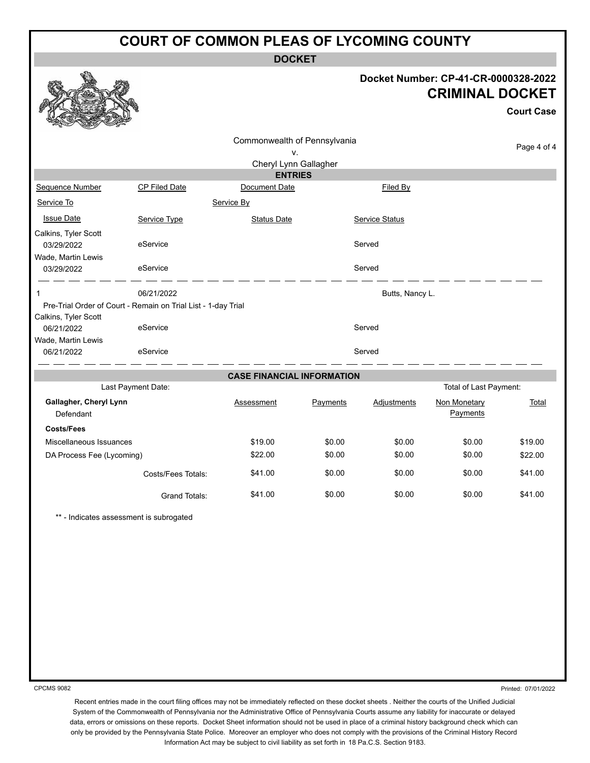# COURT OF COMMON PLEAS OF LYCOMING COUNTY

## DOCKET

**Docket Number: CP-41-CR-0000328-2022**

**CRIMINAL DOCKET**

**Court Case**

Commonwealth of Pennsylvania
v.
Cheryl Lynn Gallagher

### ENTRIES

| Sequence Number | CP Filed Date | Document Date | Filed By |
|---|---|---|---|
| Service To | | Service By | |
| Issue Date | Service Type | Status Date | Service Status |
| Calkins, Tyler Scott | | | |
| 03/29/2022 | eService | | Served |
| Wade, Martin Lewis | | | |
| 03/29/2022 | eService | | Served |
| 1 | 06/21/2022 | | Butts, Nancy L. |
| Pre-Trial Order of Court - Remain on Trial List - 1-day Trial | | | |
| Calkins, Tyler Scott | | | |
| 06/21/2022 | eService | | Served |
| Wade, Martin Lewis | | | |
| 06/21/2022 | eService | | Served |

### CASE FINANCIAL INFORMATION

Last Payment Date: Total of Last Payment:

| Gallagher, Cheryl Lynn Defendant | Assessment | Payments | Adjustments | Non Monetary Payments | Total |
|---|---|---|---|---|---|
| **Costs/Fees** | | | | | |
| Miscellaneous Issuances | $19.00 | $0.00 | $0.00 | $0.00 | $19.00 |
| DA Process Fee (Lycoming) | $22.00 | $0.00 | $0.00 | $0.00 | $22.00 |
| Costs/Fees Totals: | $41.00 | $0.00 | $0.00 | $0.00 | $41.00 |
| Grand Totals: | $41.00 | $0.00 | $0.00 | $0.00 | $41.00 |

** - Indicates assessment is subrogated

CPCMS 9082

Printed: 07/01/2022

Recent entries made in the court filing offices may not be immediately reflected on these docket sheets . Neither the courts of the Unified Judicial System of the Commonwealth of Pennsylvania nor the Administrative Office of Pennsylvania Courts assume any liability for inaccurate or delayed data, errors or omissions on these reports. Docket Sheet information should not be used in place of a criminal history background check which can only be provided by the Pennsylvania State Police. Moreover an employer who does not comply with the provisions of the Criminal History Record Information Act may be subject to civil liability as set forth in 18 Pa.C.S. Section 9183.